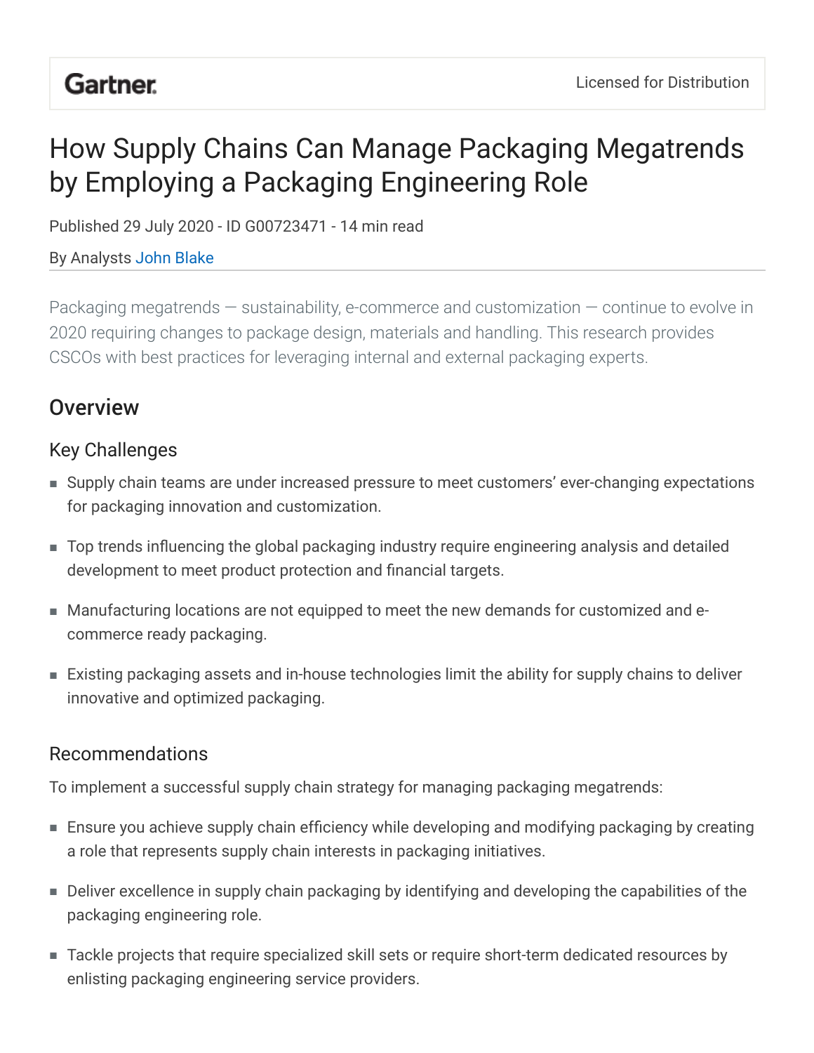Gartner — Licensed for Distribution

# How Supply Chains Can Manage Packaging Megatrends by Employing a Packaging Engineering Role

Published 29 July 2020 - ID G00723471 - 14 min read

By Analysts John Blake

Packaging megatrends — sustainability, e-commerce and customization — continue to evolve in 2020 requiring changes to package design, materials and handling. This research provides CSCOs with best practices for leveraging internal and external packaging experts.

## Overview

### Key Challenges

- Supply chain teams are under increased pressure to meet customers' ever-changing expectations for packaging innovation and customization.
- Top trends influencing the global packaging industry require engineering analysis and detailed development to meet product protection and financial targets.
- Manufacturing locations are not equipped to meet the new demands for customized and e-commerce ready packaging.
- Existing packaging assets and in-house technologies limit the ability for supply chains to deliver innovative and optimized packaging.

### Recommendations

To implement a successful supply chain strategy for managing packaging megatrends:

- Ensure you achieve supply chain efficiency while developing and modifying packaging by creating a role that represents supply chain interests in packaging initiatives.
- Deliver excellence in supply chain packaging by identifying and developing the capabilities of the packaging engineering role.
- Tackle projects that require specialized skill sets or require short-term dedicated resources by enlisting packaging engineering service providers.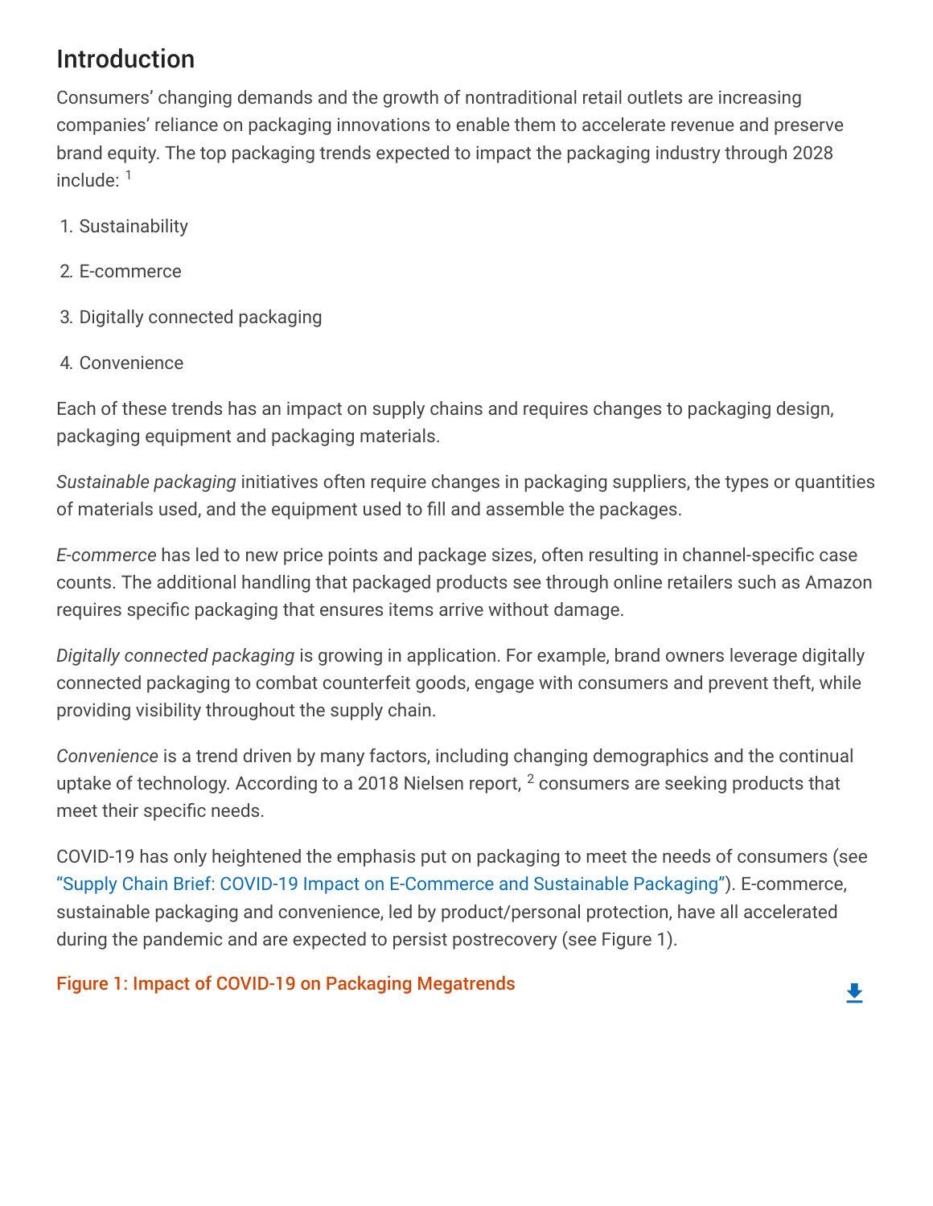## Introduction

Consumers' changing demands and the growth of nontraditional retail outlets are increasing companies' reliance on packaging innovations to enable them to accelerate revenue and preserve brand equity. The top packaging trends expected to impact the packaging industry through 2028 include: [1]

1. Sustainability
2. E-commerce
3. Digitally connected packaging
4. Convenience

Each of these trends has an impact on supply chains and requires changes to packaging design, packaging equipment and packaging materials.

*Sustainable packaging* initiatives often require changes in packaging suppliers, the types or quantities of materials used, and the equipment used to fill and assemble the packages.

*E-commerce* has led to new price points and package sizes, often resulting in channel-specific case counts. The additional handling that packaged products see through online retailers such as Amazon requires specific packaging that ensures items arrive without damage.

*Digitally connected packaging* is growing in application. For example, brand owners leverage digitally connected packaging to combat counterfeit goods, engage with consumers and prevent theft, while providing visibility throughout the supply chain.

*Convenience* is a trend driven by many factors, including changing demographics and the continual uptake of technology. According to a 2018 Nielsen report, [2] consumers are seeking products that meet their specific needs.

COVID-19 has only heightened the emphasis put on packaging to meet the needs of consumers (see "Supply Chain Brief: COVID-19 Impact on E-Commerce and Sustainable Packaging"). E-commerce, sustainable packaging and convenience, led by product/personal protection, have all accelerated during the pandemic and are expected to persist postrecovery (see Figure 1).

Figure 1: Impact of COVID-19 on Packaging Megatrends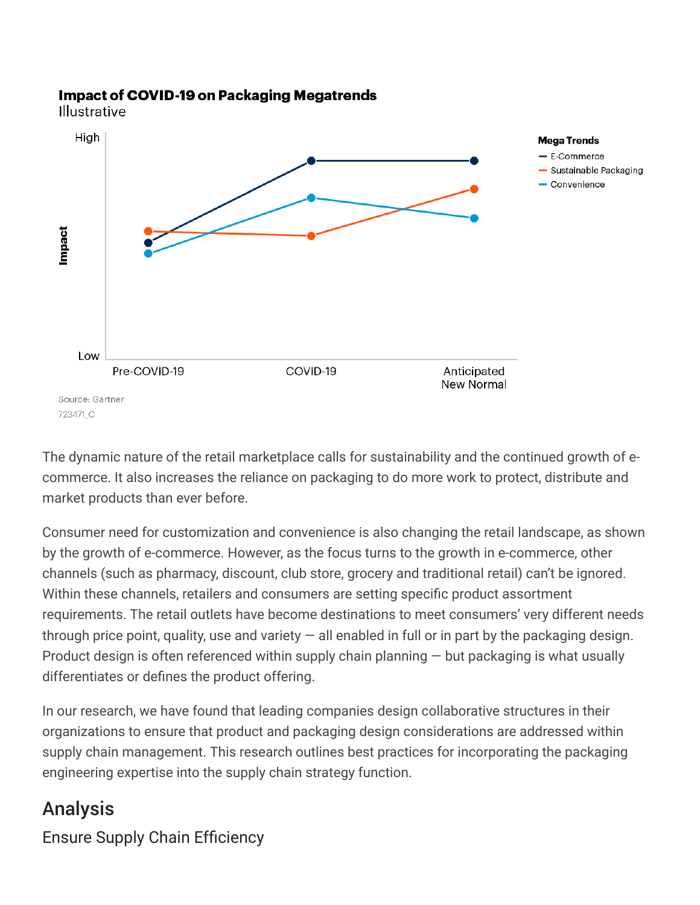**Impact of COVID-19 on Packaging Megatrends**
Illustrative

Mega Trends: E-Commerce, Sustainable Packaging, Convenience

Impact: High / Low

Pre-COVID-19 | COVID-19 | Anticipated New Normal

Source: Gartner
723471_C

The dynamic nature of the retail marketplace calls for sustainability and the continued growth of e-commerce. It also increases the reliance on packaging to do more work to protect, distribute and market products than ever before.

Consumer need for customization and convenience is also changing the retail landscape, as shown by the growth of e-commerce. However, as the focus turns to the growth in e-commerce, other channels (such as pharmacy, discount, club store, grocery and traditional retail) can't be ignored. Within these channels, retailers and consumers are setting specific product assortment requirements. The retail outlets have become destinations to meet consumers' very different needs through price point, quality, use and variety — all enabled in full or in part by the packaging design. Product design is often referenced within supply chain planning — but packaging is what usually differentiates or defines the product offering.

In our research, we have found that leading companies design collaborative structures in their organizations to ensure that product and packaging design considerations are addressed within supply chain management. This research outlines best practices for incorporating the packaging engineering expertise into the supply chain strategy function.

## Analysis

### Ensure Supply Chain Efficiency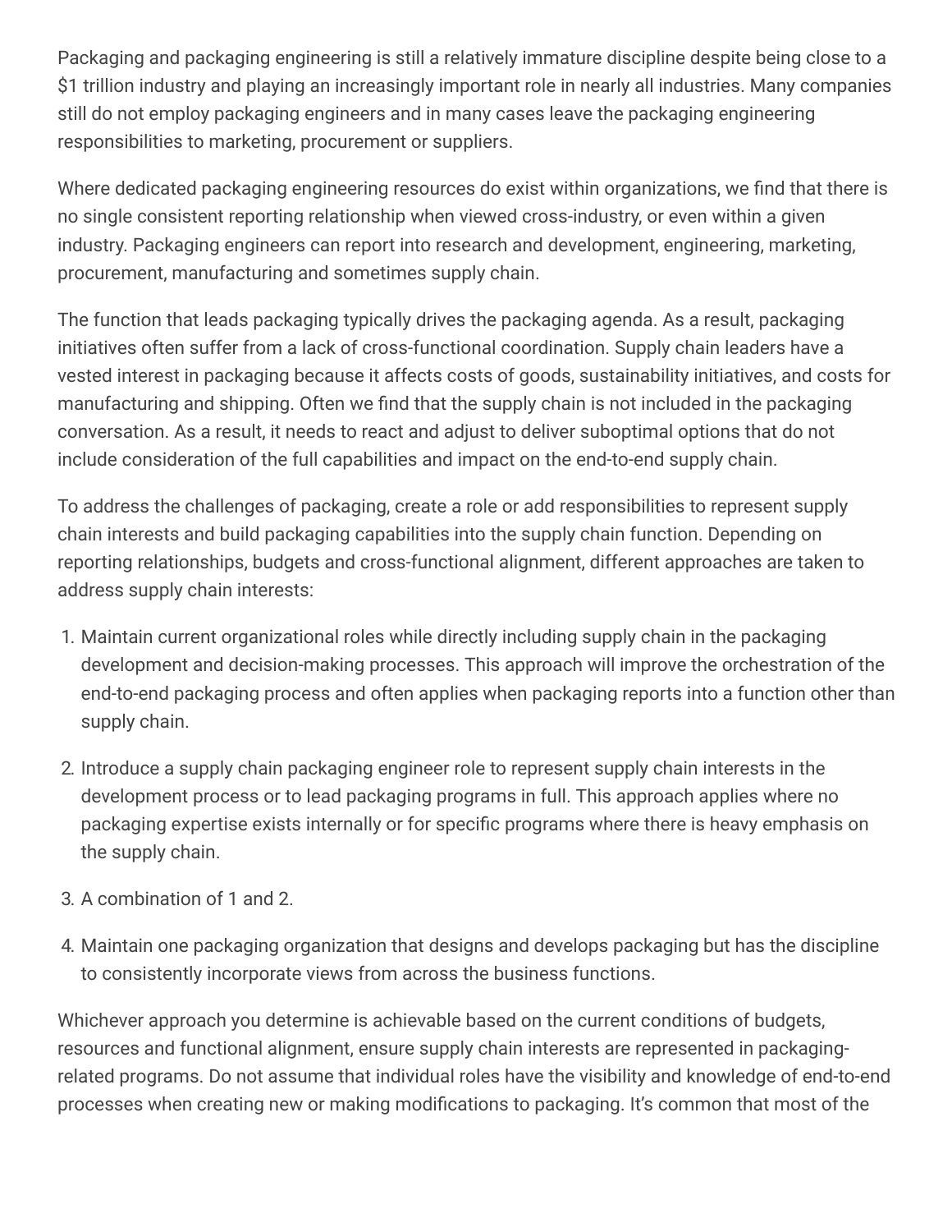Packaging and packaging engineering is still a relatively immature discipline despite being close to a $1 trillion industry and playing an increasingly important role in nearly all industries. Many companies still do not employ packaging engineers and in many cases leave the packaging engineering responsibilities to marketing, procurement or suppliers.

Where dedicated packaging engineering resources do exist within organizations, we find that there is no single consistent reporting relationship when viewed cross-industry, or even within a given industry. Packaging engineers can report into research and development, engineering, marketing, procurement, manufacturing and sometimes supply chain.

The function that leads packaging typically drives the packaging agenda. As a result, packaging initiatives often suffer from a lack of cross-functional coordination. Supply chain leaders have a vested interest in packaging because it affects costs of goods, sustainability initiatives, and costs for manufacturing and shipping. Often we find that the supply chain is not included in the packaging conversation. As a result, it needs to react and adjust to deliver suboptimal options that do not include consideration of the full capabilities and impact on the end-to-end supply chain.

To address the challenges of packaging, create a role or add responsibilities to represent supply chain interests and build packaging capabilities into the supply chain function. Depending on reporting relationships, budgets and cross-functional alignment, different approaches are taken to address supply chain interests:

1. Maintain current organizational roles while directly including supply chain in the packaging development and decision-making processes. This approach will improve the orchestration of the end-to-end packaging process and often applies when packaging reports into a function other than supply chain.

2. Introduce a supply chain packaging engineer role to represent supply chain interests in the development process or to lead packaging programs in full. This approach applies where no packaging expertise exists internally or for specific programs where there is heavy emphasis on the supply chain.

3. A combination of 1 and 2.

4. Maintain one packaging organization that designs and develops packaging but has the discipline to consistently incorporate views from across the business functions.

Whichever approach you determine is achievable based on the current conditions of budgets, resources and functional alignment, ensure supply chain interests are represented in packaging-related programs. Do not assume that individual roles have the visibility and knowledge of end-to-end processes when creating new or making modifications to packaging. It's common that most of the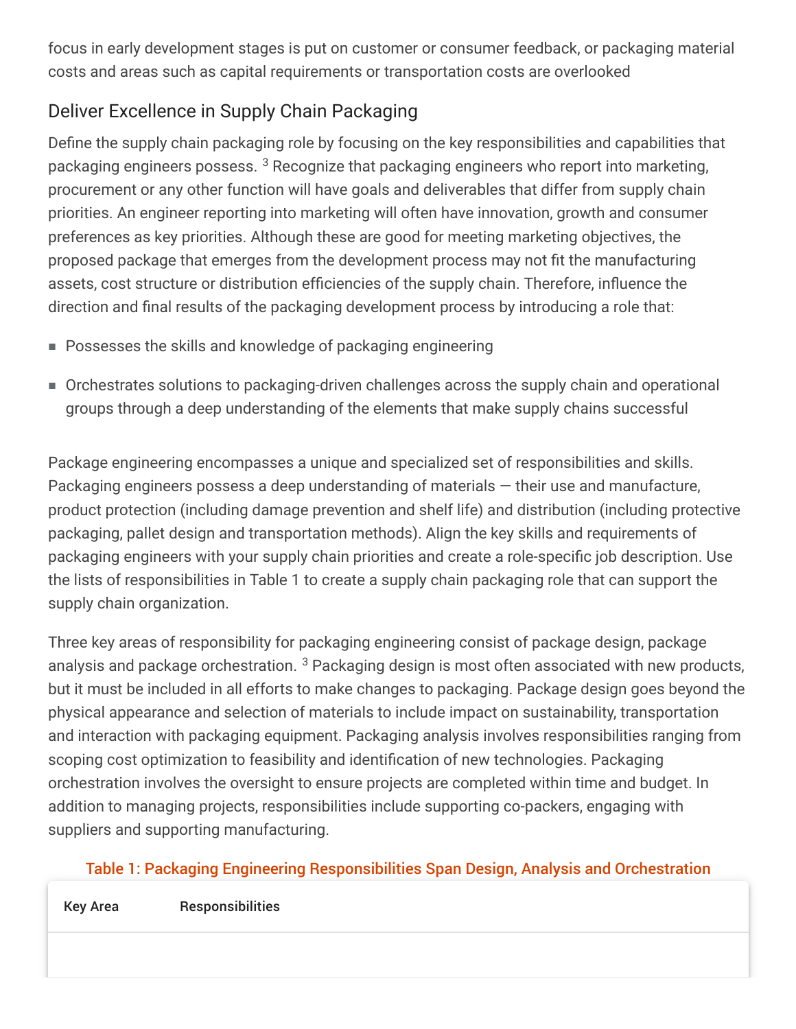focus in early development stages is put on customer or consumer feedback, or packaging material costs and areas such as capital requirements or transportation costs are overlooked

## Deliver Excellence in Supply Chain Packaging

Define the supply chain packaging role by focusing on the key responsibilities and capabilities that packaging engineers possess. [3] Recognize that packaging engineers who report into marketing, procurement or any other function will have goals and deliverables that differ from supply chain priorities. An engineer reporting into marketing will often have innovation, growth and consumer preferences as key priorities. Although these are good for meeting marketing objectives, the proposed package that emerges from the development process may not fit the manufacturing assets, cost structure or distribution efficiencies of the supply chain. Therefore, influence the direction and final results of the packaging development process by introducing a role that:

- Possesses the skills and knowledge of packaging engineering
- Orchestrates solutions to packaging-driven challenges across the supply chain and operational groups through a deep understanding of the elements that make supply chains successful

Package engineering encompasses a unique and specialized set of responsibilities and skills. Packaging engineers possess a deep understanding of materials — their use and manufacture, product protection (including damage prevention and shelf life) and distribution (including protective packaging, pallet design and transportation methods). Align the key skills and requirements of packaging engineers with your supply chain priorities and create a role-specific job description. Use the lists of responsibilities in Table 1 to create a supply chain packaging role that can support the supply chain organization.

Three key areas of responsibility for packaging engineering consist of package design, package analysis and package orchestration. [3] Packaging design is most often associated with new products, but it must be included in all efforts to make changes to packaging. Package design goes beyond the physical appearance and selection of materials to include impact on sustainability, transportation and interaction with packaging equipment. Packaging analysis involves responsibilities ranging from scoping cost optimization to feasibility and identification of new technologies. Packaging orchestration involves the oversight to ensure projects are completed within time and budget. In addition to managing projects, responsibilities include supporting co-packers, engaging with suppliers and supporting manufacturing.

Table 1: Packaging Engineering Responsibilities Span Design, Analysis and Orchestration

| Key Area | Responsibilities |
| --- | --- |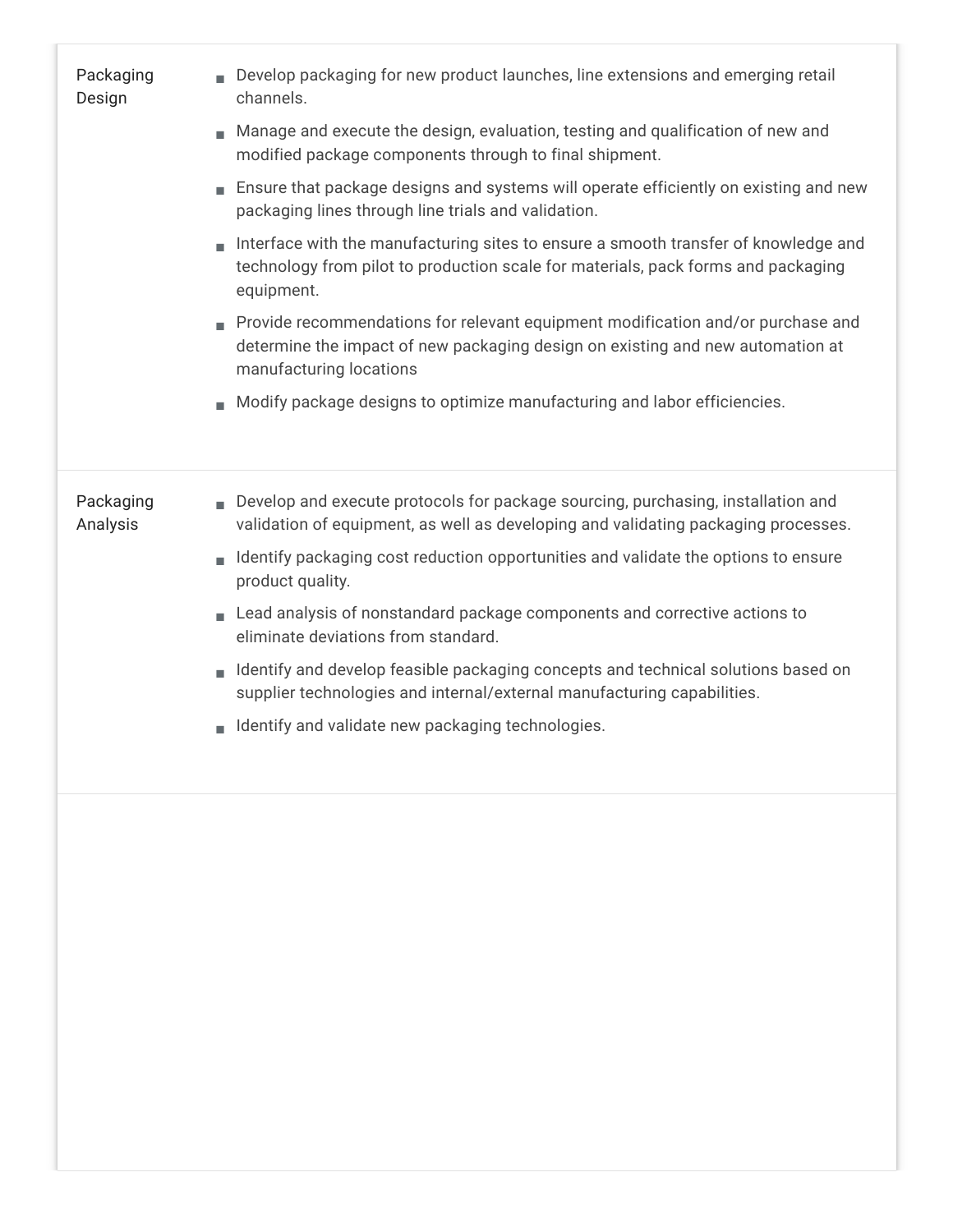| | |
|---|---|
| Packaging Design | ■ Develop packaging for new product launches, line extensions and emerging retail channels.<br>■ Manage and execute the design, evaluation, testing and qualification of new and modified package components through to final shipment.<br>■ Ensure that package designs and systems will operate efficiently on existing and new packaging lines through line trials and validation.<br>■ Interface with the manufacturing sites to ensure a smooth transfer of knowledge and technology from pilot to production scale for materials, pack forms and packaging equipment.<br>■ Provide recommendations for relevant equipment modification and/or purchase and determine the impact of new packaging design on existing and new automation at manufacturing locations<br>■ Modify package designs to optimize manufacturing and labor efficiencies. |
| Packaging Analysis | ■ Develop and execute protocols for package sourcing, purchasing, installation and validation of equipment, as well as developing and validating packaging processes.<br>■ Identify packaging cost reduction opportunities and validate the options to ensure product quality.<br>■ Lead analysis of nonstandard package components and corrective actions to eliminate deviations from standard.<br>■ Identify and develop feasible packaging concepts and technical solutions based on supplier technologies and internal/external manufacturing capabilities.<br>■ Identify and validate new packaging technologies. |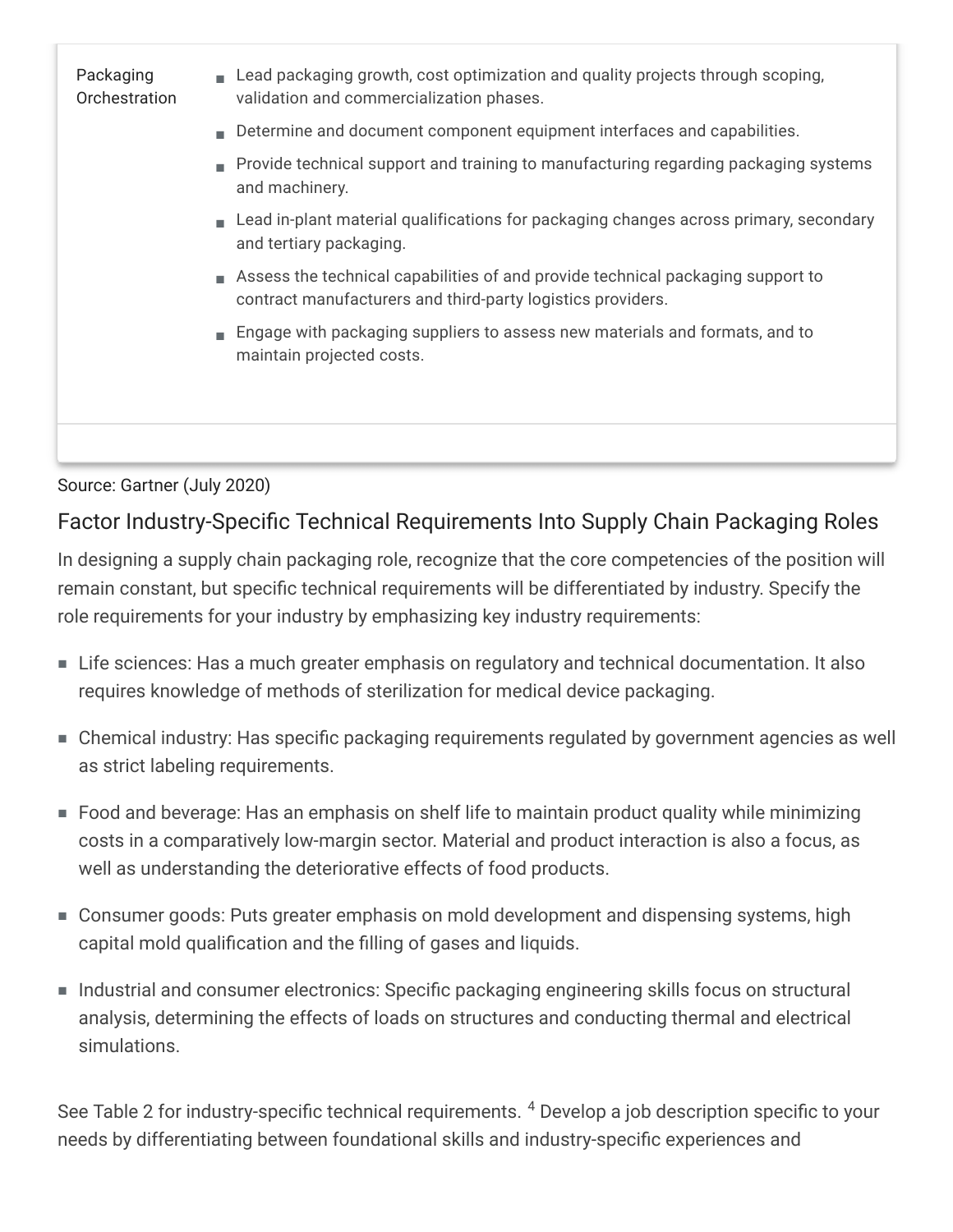| | |
|---|---|
| Packaging Orchestration | ■ Lead packaging growth, cost optimization and quality projects through scoping, validation and commercialization phases.<br>■ Determine and document component equipment interfaces and capabilities.<br>■ Provide technical support and training to manufacturing regarding packaging systems and machinery.<br>■ Lead in-plant material qualifications for packaging changes across primary, secondary and tertiary packaging.<br>■ Assess the technical capabilities of and provide technical packaging support to contract manufacturers and third-party logistics providers.<br>■ Engage with packaging suppliers to assess new materials and formats, and to maintain projected costs. |

Source: Gartner (July 2020)

## Factor Industry-Specific Technical Requirements Into Supply Chain Packaging Roles

In designing a supply chain packaging role, recognize that the core competencies of the position will remain constant, but specific technical requirements will be differentiated by industry. Specify the role requirements for your industry by emphasizing key industry requirements:

- Life sciences: Has a much greater emphasis on regulatory and technical documentation. It also requires knowledge of methods of sterilization for medical device packaging.
- Chemical industry: Has specific packaging requirements regulated by government agencies as well as strict labeling requirements.
- Food and beverage: Has an emphasis on shelf life to maintain product quality while minimizing costs in a comparatively low-margin sector. Material and product interaction is also a focus, as well as understanding the deteriorative effects of food products.
- Consumer goods: Puts greater emphasis on mold development and dispensing systems, high capital mold qualification and the filling of gases and liquids.
- Industrial and consumer electronics: Specific packaging engineering skills focus on structural analysis, determining the effects of loads on structures and conducting thermal and electrical simulations.

See Table 2 for industry-specific technical requirements. [4] Develop a job description specific to your needs by differentiating between foundational skills and industry-specific experiences and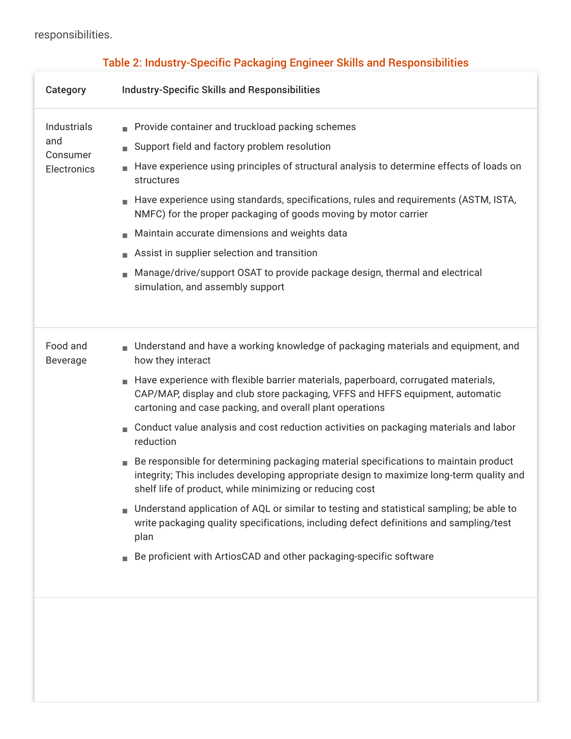responsibilities.

**Table 2: Industry-Specific Packaging Engineer Skills and Responsibilities**

| Category | Industry-Specific Skills and Responsibilities |
| --- | --- |
| Industrials and Consumer Electronics | ▪ Provide container and truckload packing schemes<br>▪ Support field and factory problem resolution<br>▪ Have experience using principles of structural analysis to determine effects of loads on structures<br>▪ Have experience using standards, specifications, rules and requirements (ASTM, ISTA, NMFC) for the proper packaging of goods moving by motor carrier<br>▪ Maintain accurate dimensions and weights data<br>▪ Assist in supplier selection and transition<br>▪ Manage/drive/support OSAT to provide package design, thermal and electrical simulation, and assembly support |
| Food and Beverage | ▪ Understand and have a working knowledge of packaging materials and equipment, and how they interact<br>▪ Have experience with flexible barrier materials, paperboard, corrugated materials, CAP/MAP, display and club store packaging, VFFS and HFFS equipment, automatic cartoning and case packing, and overall plant operations<br>▪ Conduct value analysis and cost reduction activities on packaging materials and labor reduction<br>▪ Be responsible for determining packaging material specifications to maintain product integrity; This includes developing appropriate design to maximize long-term quality and shelf life of product, while minimizing or reducing cost<br>▪ Understand application of AQL or similar to testing and statistical sampling; be able to write packaging quality specifications, including defect definitions and sampling/test plan<br>▪ Be proficient with ArtiosCAD and other packaging-specific software |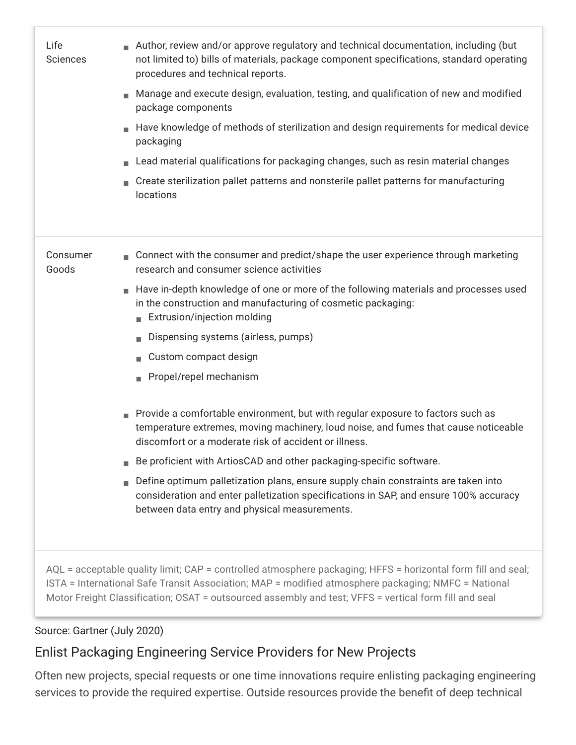| | |
|---|---|
| Life Sciences | ■ Author, review and/or approve regulatory and technical documentation, including (but not limited to) bills of materials, package component specifications, standard operating procedures and technical reports.<br>■ Manage and execute design, evaluation, testing, and qualification of new and modified package components<br>■ Have knowledge of methods of sterilization and design requirements for medical device packaging<br>■ Lead material qualifications for packaging changes, such as resin material changes<br>■ Create sterilization pallet patterns and nonsterile pallet patterns for manufacturing locations |
| Consumer Goods | ■ Connect with the consumer and predict/shape the user experience through marketing research and consumer science activities<br>■ Have in-depth knowledge of one or more of the following materials and processes used in the construction and manufacturing of cosmetic packaging:<br>&nbsp;&nbsp;■ Extrusion/injection molding<br>&nbsp;&nbsp;■ Dispensing systems (airless, pumps)<br>&nbsp;&nbsp;■ Custom compact design<br>&nbsp;&nbsp;■ Propel/repel mechanism<br>■ Provide a comfortable environment, but with regular exposure to factors such as temperature extremes, moving machinery, loud noise, and fumes that cause noticeable discomfort or a moderate risk of accident or illness.<br>■ Be proficient with ArtiosCAD and other packaging-specific software.<br>■ Define optimum palletization plans, ensure supply chain constraints are taken into consideration and enter palletization specifications in SAP, and ensure 100% accuracy between data entry and physical measurements. |

AQL = acceptable quality limit; CAP = controlled atmosphere packaging; HFFS = horizontal form fill and seal; ISTA = International Safe Transit Association; MAP = modified atmosphere packaging; NMFC = National Motor Freight Classification; OSAT = outsourced assembly and test; VFFS = vertical form fill and seal

Source: Gartner (July 2020)

## Enlist Packaging Engineering Service Providers for New Projects

Often new projects, special requests or one time innovations require enlisting packaging engineering services to provide the required expertise. Outside resources provide the benefit of deep technical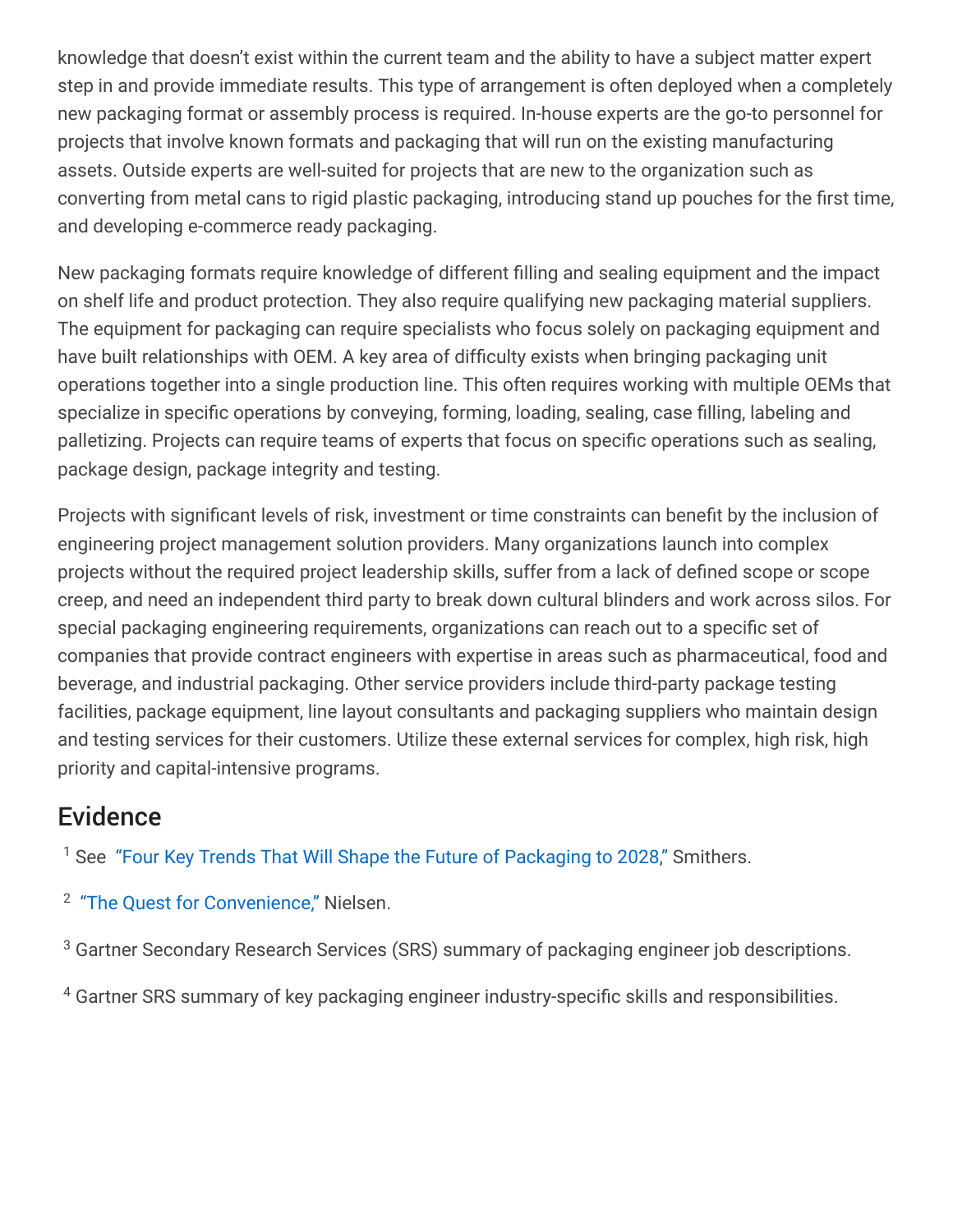knowledge that doesn't exist within the current team and the ability to have a subject matter expert step in and provide immediate results. This type of arrangement is often deployed when a completely new packaging format or assembly process is required. In-house experts are the go-to personnel for projects that involve known formats and packaging that will run on the existing manufacturing assets. Outside experts are well-suited for projects that are new to the organization such as converting from metal cans to rigid plastic packaging, introducing stand up pouches for the first time, and developing e-commerce ready packaging.

New packaging formats require knowledge of different filling and sealing equipment and the impact on shelf life and product protection. They also require qualifying new packaging material suppliers. The equipment for packaging can require specialists who focus solely on packaging equipment and have built relationships with OEM. A key area of difficulty exists when bringing packaging unit operations together into a single production line. This often requires working with multiple OEMs that specialize in specific operations by conveying, forming, loading, sealing, case filling, labeling and palletizing. Projects can require teams of experts that focus on specific operations such as sealing, package design, package integrity and testing.

Projects with significant levels of risk, investment or time constraints can benefit by the inclusion of engineering project management solution providers. Many organizations launch into complex projects without the required project leadership skills, suffer from a lack of defined scope or scope creep, and need an independent third party to break down cultural blinders and work across silos. For special packaging engineering requirements, organizations can reach out to a specific set of companies that provide contract engineers with expertise in areas such as pharmaceutical, food and beverage, and industrial packaging. Other service providers include third-party package testing facilities, package equipment, line layout consultants and packaging suppliers who maintain design and testing services for their customers. Utilize these external services for complex, high risk, high priority and capital-intensive programs.

## Evidence

[1] See "Four Key Trends That Will Shape the Future of Packaging to 2028," Smithers.

[2] "The Quest for Convenience," Nielsen.

[3] Gartner Secondary Research Services (SRS) summary of packaging engineer job descriptions.

[4] Gartner SRS summary of key packaging engineer industry-specific skills and responsibilities.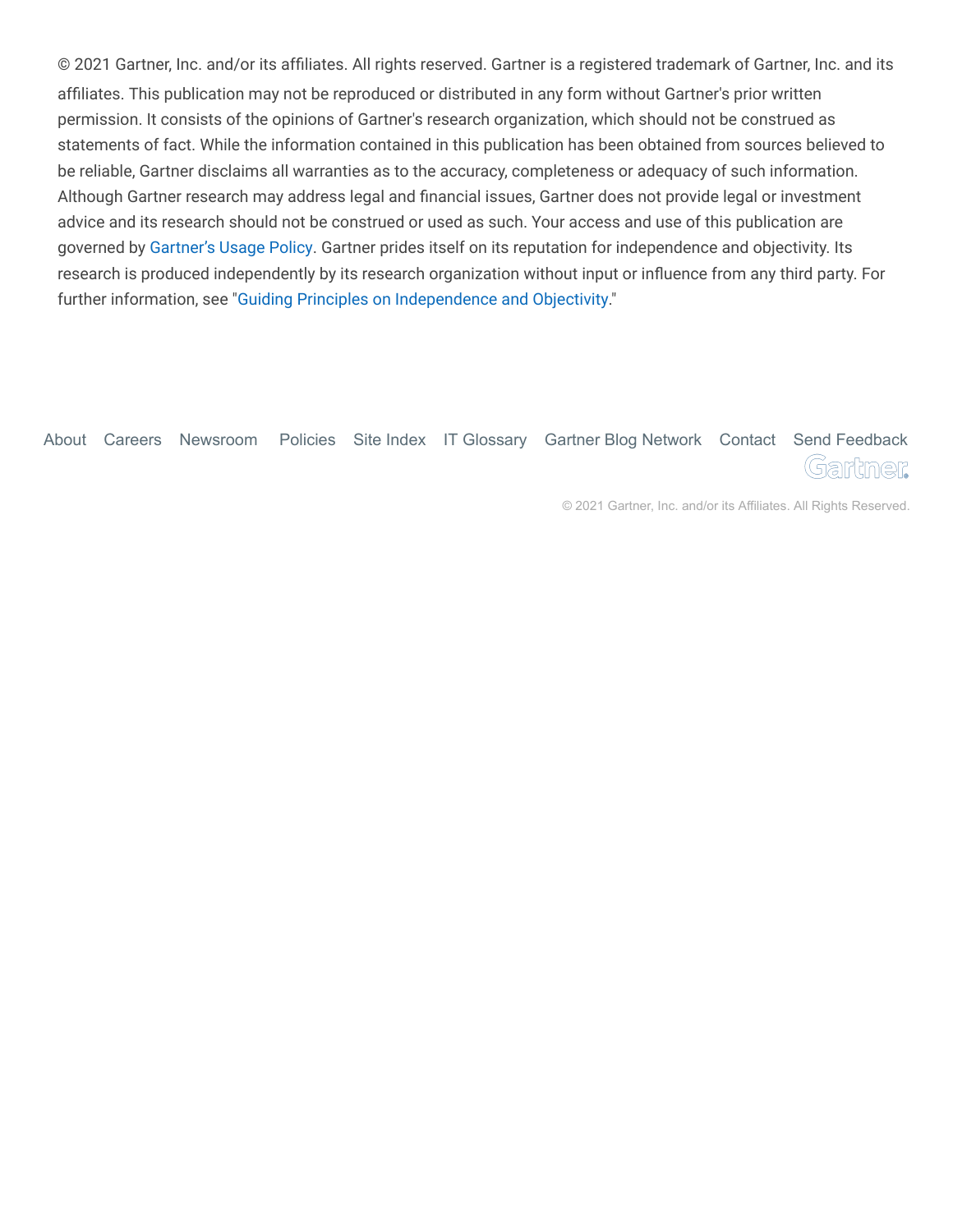© 2021 Gartner, Inc. and/or its affiliates. All rights reserved. Gartner is a registered trademark of Gartner, Inc. and its affiliates. This publication may not be reproduced or distributed in any form without Gartner's prior written permission. It consists of the opinions of Gartner's research organization, which should not be construed as statements of fact. While the information contained in this publication has been obtained from sources believed to be reliable, Gartner disclaims all warranties as to the accuracy, completeness or adequacy of such information. Although Gartner research may address legal and financial issues, Gartner does not provide legal or investment advice and its research should not be construed or used as such. Your access and use of this publication are governed by Gartner's Usage Policy. Gartner prides itself on its reputation for independence and objectivity. Its research is produced independently by its research organization without input or influence from any third party. For further information, see "Guiding Principles on Independence and Objectivity."

About Careers Newsroom Policies Site Index IT Glossary Gartner Blog Network Contact Send Feedback

Gartner

© 2021 Gartner, Inc. and/or its Affiliates. All Rights Reserved.